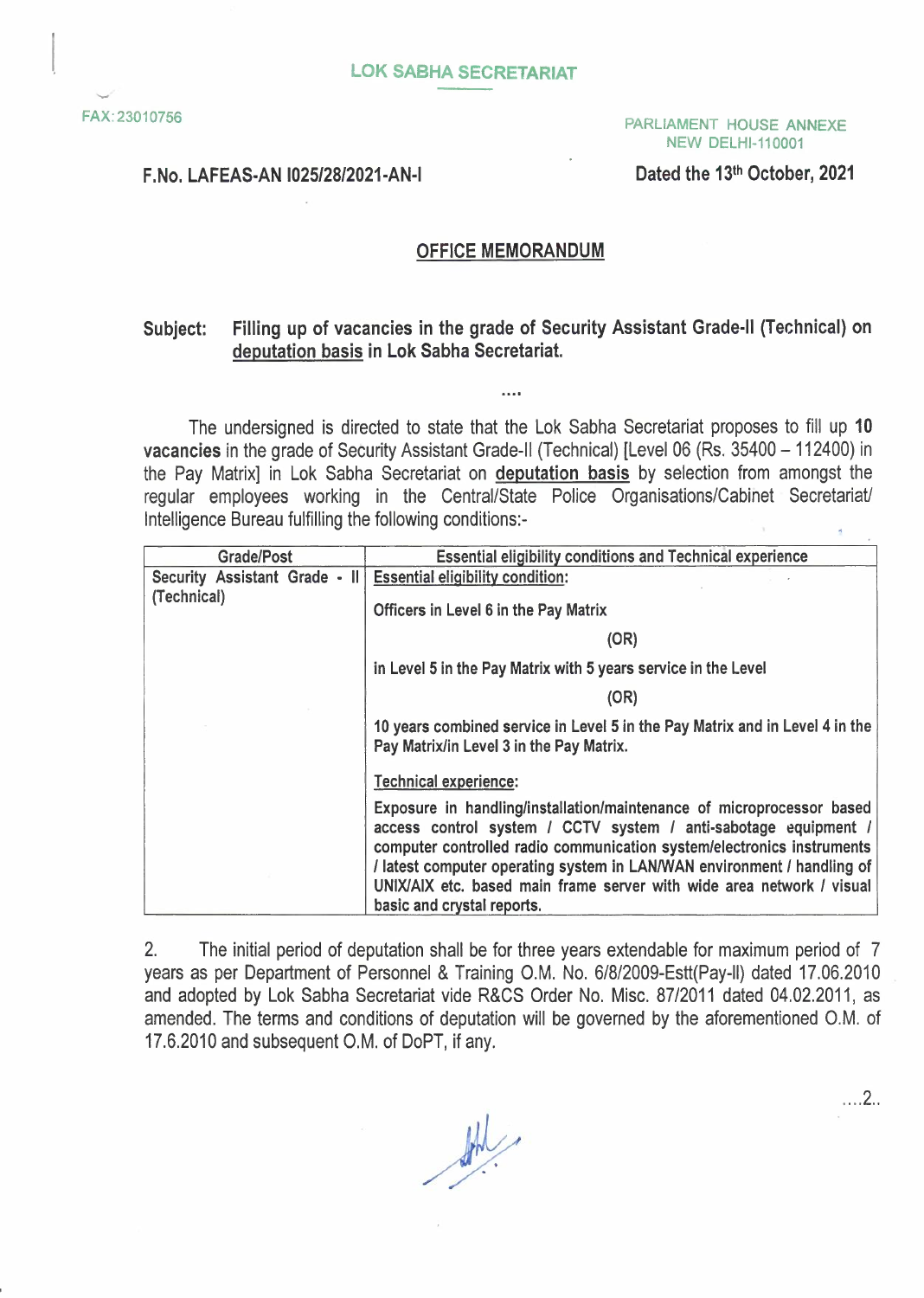# LOK SABHA SECRETARIAT

FAX: 23010756

PARLIAMENT HOUSE ANNEXE
NEW DELHI-110001

**F.No. LAFEAS-AN I025/28/2021-AN-I**

**Dated the 13th October, 2021**

## OFFICE MEMORANDUM

**Subject: Filling up of vacancies in the grade of Security Assistant Grade-II (Technical) on deputation basis in Lok Sabha Secretariat.**

....

The undersigned is directed to state that the Lok Sabha Secretariat proposes to fill up **10 vacancies** in the grade of Security Assistant Grade-II (Technical) [Level 06 (Rs. 35400 – 112400) in the Pay Matrix] in Lok Sabha Secretariat on **deputation basis** by selection from amongst the regular employees working in the Central/State Police Organisations/Cabinet Secretariat/ Intelligence Bureau fulfilling the following conditions:-

| Grade/Post | Essential eligibility conditions and Technical experience |
|---|---|
| Security Assistant Grade - II (Technical) | **Essential eligibility condition:** <br><br> **Officers in Level 6 in the Pay Matrix** <br><br> **(OR)** <br><br> **in Level 5 in the Pay Matrix with 5 years service in the Level** <br><br> **(OR)** <br><br> **10 years combined service in Level 5 in the Pay Matrix and in Level 4 in the Pay Matrix/in Level 3 in the Pay Matrix.** <br><br> **Technical experience:** <br><br> **Exposure in handling/installation/maintenance of microprocessor based access control system / CCTV system / anti-sabotage equipment / computer controlled radio communication system/electronics instruments / latest computer operating system in LAN/WAN environment / handling of UNIX/AIX etc. based main frame server with wide area network / visual basic and crystal reports.** |

2. The initial period of deputation shall be for three years extendable for maximum period of 7 years as per Department of Personnel & Training O.M. No. 6/8/2009-Estt(Pay-II) dated 17.06.2010 and adopted by Lok Sabha Secretariat vide R&CS Order No. Misc. 87/2011 dated 04.02.2011, as amended. The terms and conditions of deputation will be governed by the aforementioned O.M. of 17.6.2010 and subsequent O.M. of DoPT, if any.

....2..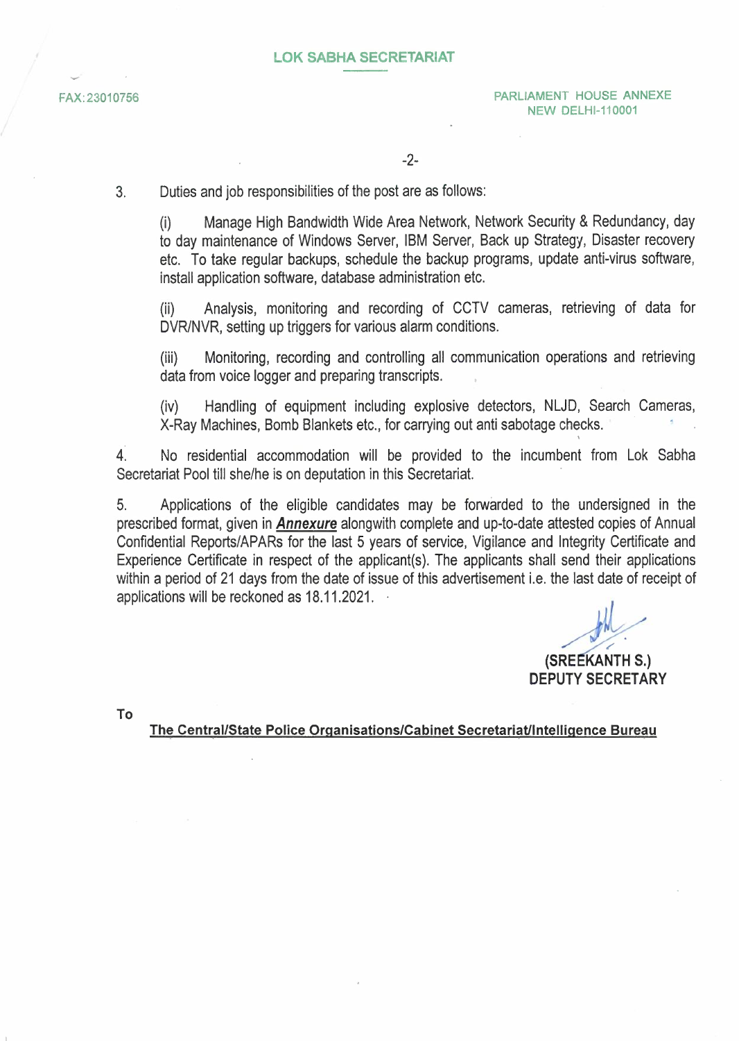LOK SABHA SECRETARIAT

FAX: 23010756

PARLIAMENT HOUSE ANNEXE
NEW DELHI-110001

3. Duties and job responsibilities of the post are as follows:

(i) Manage High Bandwidth Wide Area Network, Network Security & Redundancy, day to day maintenance of Windows Server, IBM Server, Back up Strategy, Disaster recovery etc. To take regular backups, schedule the backup programs, update anti-virus software, install application software, database administration etc.

(ii) Analysis, monitoring and recording of CCTV cameras, retrieving of data for DVR/NVR, setting up triggers for various alarm conditions.

(iii) Monitoring, recording and controlling all communication operations and retrieving data from voice logger and preparing transcripts.

(iv) Handling of equipment including explosive detectors, NLJD, Search Cameras, X-Ray Machines, Bomb Blankets etc., for carrying out anti sabotage checks.

4. No residential accommodation will be provided to the incumbent from Lok Sabha Secretariat Pool till she/he is on deputation in this Secretariat.

5. Applications of the eligible candidates may be forwarded to the undersigned in the prescribed format, given in ***Annexure*** alongwith complete and up-to-date attested copies of Annual Confidential Reports/APARs for the last 5 years of service, Vigilance and Integrity Certificate and Experience Certificate in respect of the applicant(s). The applicants shall send their applications within a period of 21 days from the date of issue of this advertisement i.e. the last date of receipt of applications will be reckoned as 18.11.2021.

**(SREEKANTH S.)**
**DEPUTY SECRETARY**

**To**

**The Central/State Police Organisations/Cabinet Secretariat/Intelligence Bureau**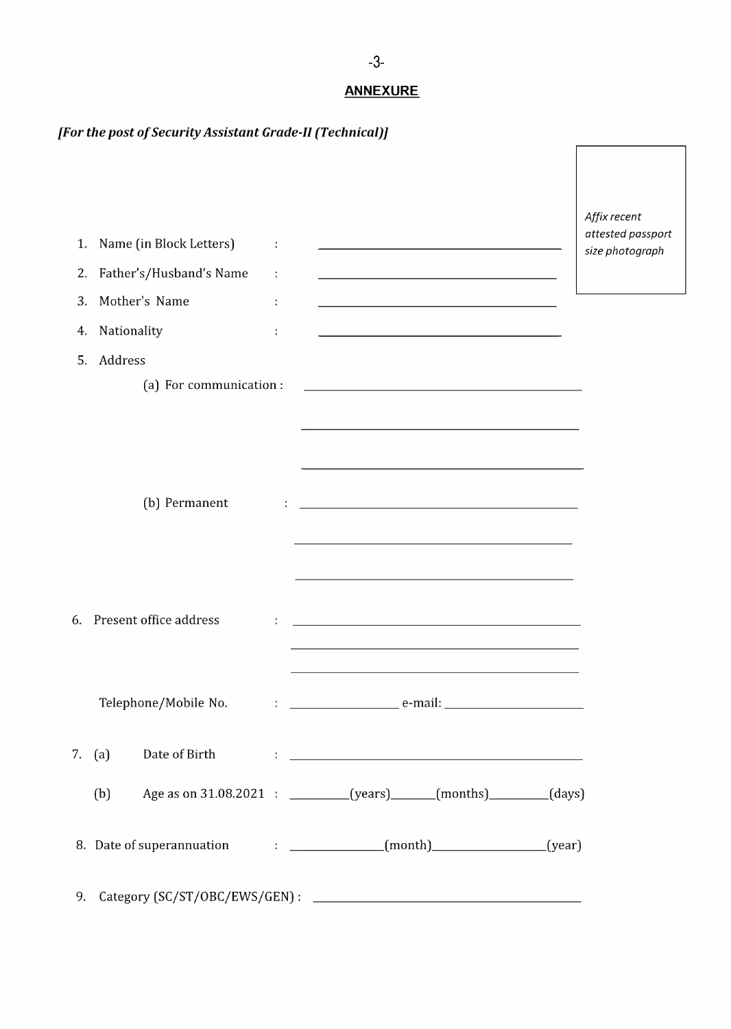## ANNEXURE

***[For the post of Security Assistant Grade-II (Technical)]***

*Affix recent attested passport size photograph*

1. Name (in Block Letters) : ____________________
2. Father's/Husband's Name : ____________________
3. Mother's Name : ____________________
4. Nationality : ____________________
5. Address
   - (a) For communication : ____________________

     ____________________

     ____________________
   - (b) Permanent : ____________________

     ____________________

     ____________________
6. Present office address : ____________________

   ____________________

   ____________________

   Telephone/Mobile No. : ____________ e-mail: ____________
7. (a) Date of Birth : ____________________

   (b) Age as on 31.08.2021 : ________(years)________(months)________(days)
8. Date of superannuation : ____________(month)____________(year)
9. Category (SC/ST/OBC/EWS/GEN) : ____________________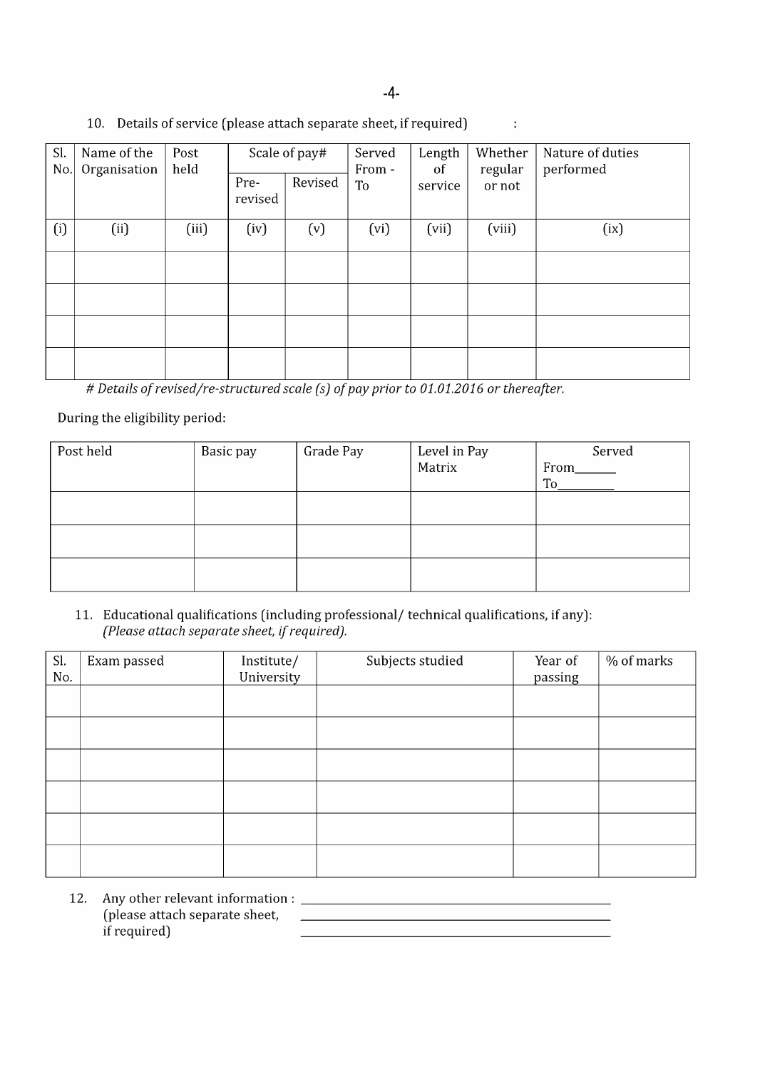10. Details of service (please attach separate sheet, if required) :

| Sl. No. | Name of the Organisation | Post held | Scale of pay# | | Served From - To | Length of service | Whether regular or not | Nature of duties performed |
|---|---|---|---|---|---|---|---|---|
| | | | Pre-revised | Revised | | | | |
| (i) | (ii) | (iii) | (iv) | (v) | (vi) | (vii) | (viii) | (ix) |
| | | | | | | | | |
| | | | | | | | | |
| | | | | | | | | |
| | | | | | | | | |

*# Details of revised/re-structured scale (s) of pay prior to 01.01.2016 or thereafter.*

During the eligibility period:

| Post held | Basic pay | Grade Pay | Level in Pay Matrix | Served From______ To_________ |
|---|---|---|---|---|
| | | | | |
| | | | | |
| | | | | |

11. Educational qualifications (including professional/ technical qualifications, if any):
*(Please attach separate sheet, if required).*

| Sl. No. | Exam passed | Institute/ University | Subjects studied | Year of passing | % of marks |
|---|---|---|---|---|---|
| | | | | | |
| | | | | | |
| | | | | | |
| | | | | | |
| | | | | | |
| | | | | | |

12. Any other relevant information : ________________________________________
(please attach separate sheet, ________________________________________
if required) ________________________________________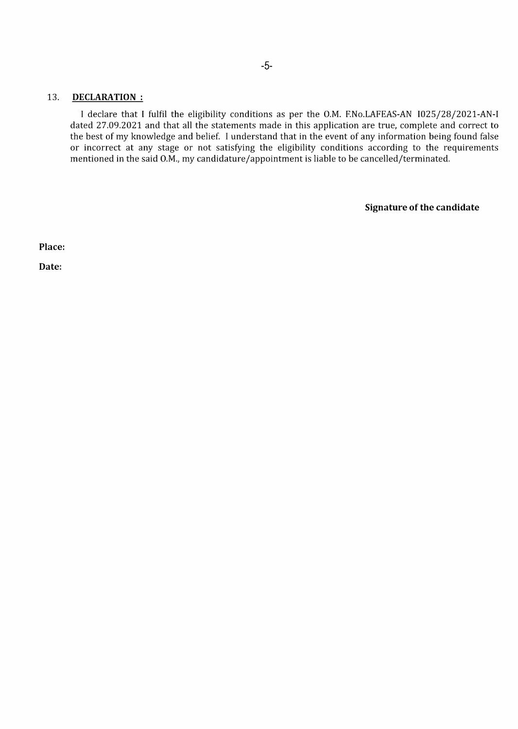13. **DECLARATION :**

I declare that I fulfil the eligibility conditions as per the O.M. F.No.LAFEAS-AN I025/28/2021-AN-I dated 27.09.2021 and that all the statements made in this application are true, complete and correct to the best of my knowledge and belief. I understand that in the event of any information being found false or incorrect at any stage or not satisfying the eligibility conditions according to the requirements mentioned in the said O.M., my candidature/appointment is liable to be cancelled/terminated.

**Signature of the candidate**

**Place:**

**Date:**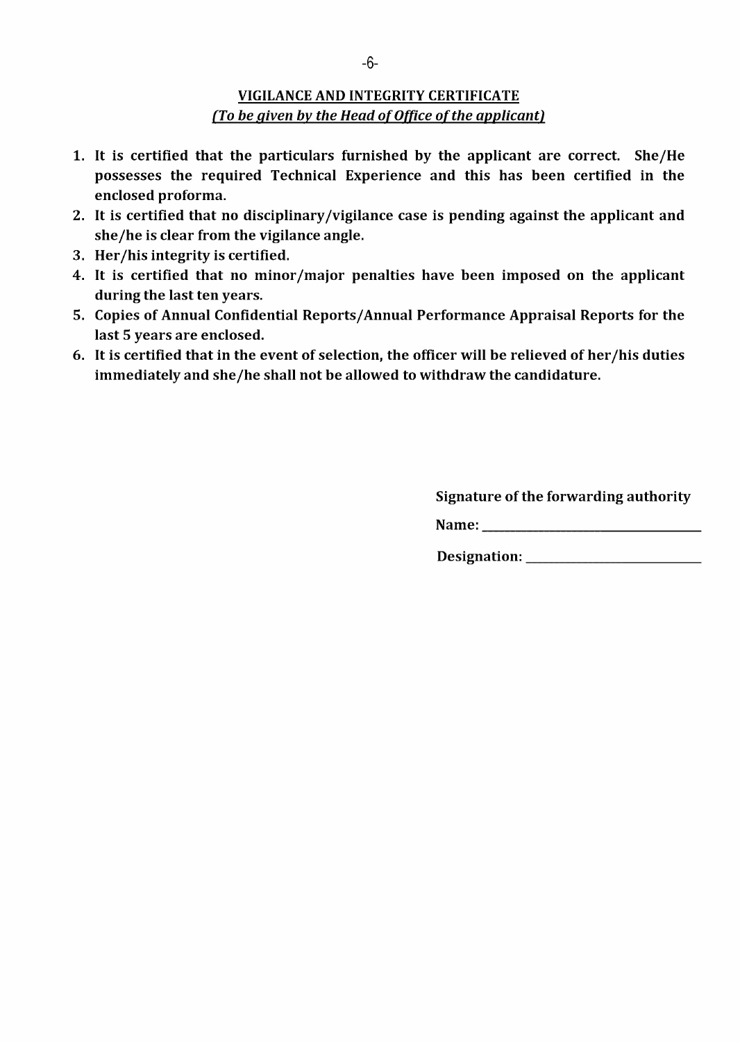## VIGILANCE AND INTEGRITY CERTIFICATE

*(To be given by the Head of Office of the applicant)*

1. **It is certified that the particulars furnished by the applicant are correct. She/He possesses the required Technical Experience and this has been certified in the enclosed proforma.**
2. **It is certified that no disciplinary/vigilance case is pending against the applicant and she/he is clear from the vigilance angle.**
3. **Her/his integrity is certified.**
4. **It is certified that no minor/major penalties have been imposed on the applicant during the last ten years.**
5. **Copies of Annual Confidential Reports/Annual Performance Appraisal Reports for the last 5 years are enclosed.**
6. **It is certified that in the event of selection, the officer will be relieved of her/his duties immediately and she/he shall not be allowed to withdraw the candidature.**

**Signature of the forwarding authority**

**Name:** ______________________

**Designation:** ______________________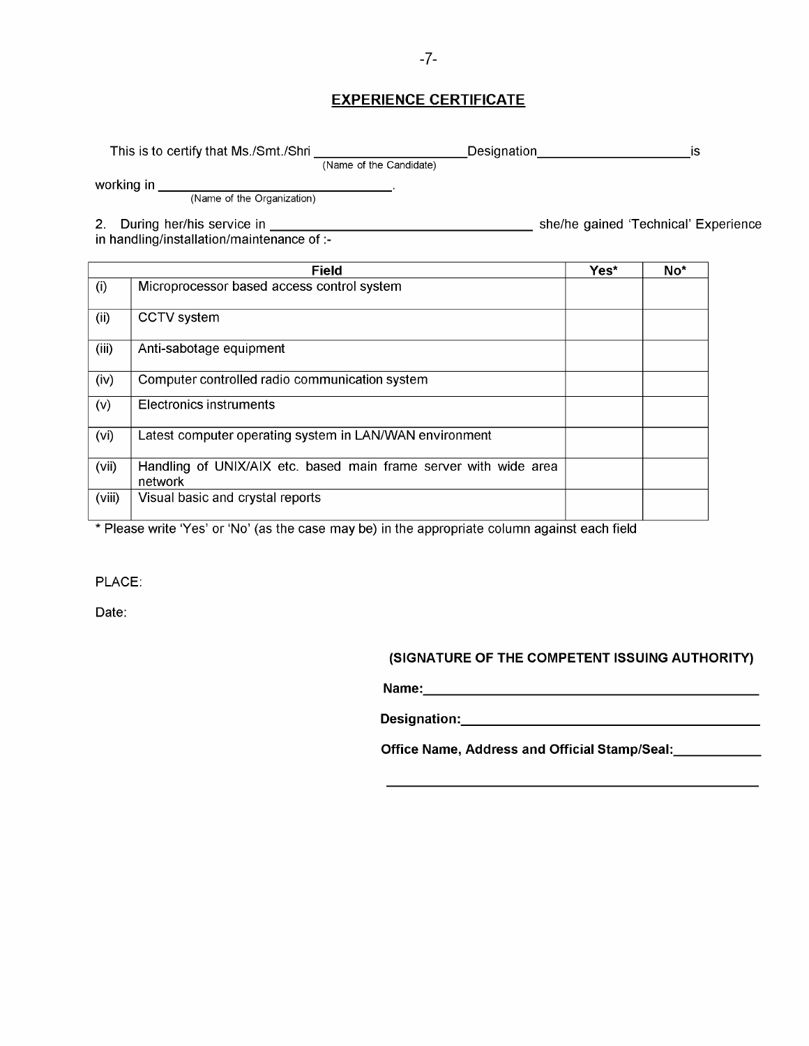## EXPERIENCE CERTIFICATE

This is to certify that Ms./Smt./Shri ____________________ Designation ____________________ is
(Name of the Candidate)

working in ________________________________.
(Name of the Organization)

2. During her/his service in __________________________________ she/he gained 'Technical' Experience in handling/installation/maintenance of :-

| | Field | Yes* | No* |
|---|---|---|---|
| (i) | Microprocessor based access control system | | |
| (ii) | CCTV system | | |
| (iii) | Anti-sabotage equipment | | |
| (iv) | Computer controlled radio communication system | | |
| (v) | Electronics instruments | | |
| (vi) | Latest computer operating system in LAN/WAN environment | | |
| (vii) | Handling of UNIX/AIX etc. based main frame server with wide area network | | |
| (viii) | Visual basic and crystal reports | | |

* Please write 'Yes' or 'No' (as the case may be) in the appropriate column against each field

PLACE:

Date:

**(SIGNATURE OF THE COMPETENT ISSUING AUTHORITY)**

**Name:** ____________________________________________

**Designation:** ________________________________________

**Office Name, Address and Official Stamp/Seal:** ____________

________________________________________________